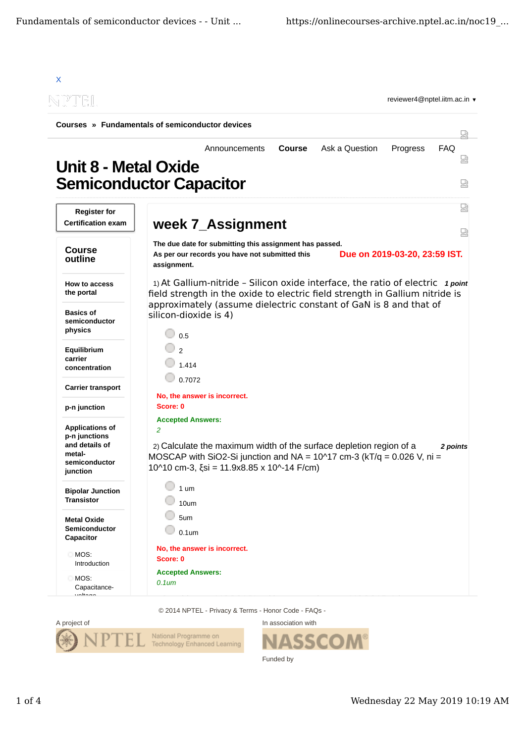X

reviewer4@nptel.iitm.ac.in ▼

**Courses » Fundamentals of semiconductor devices**

Announcements | **Course** | Ask a Question | Progress | FAQ

# Unit 8 - Metal Oxide Semiconductor Capacitor

**Register for Certification exam**

## Course outline

- **How to access the portal**
- **Basics of semiconductor physics**
- **Equilibrium carrier concentration**
- **Carrier transport**
- **p-n junction**
- **Applications of p-n junctions and details of metal-semiconductor junction**
- **Bipolar Junction Transistor**
- **Metal Oxide Semiconductor Capacitor**
  - MOS: Introduction
  - MOS: Capacitance-voltage

## week 7_Assignment

**The due date for submitting this assignment has passed.**
**As per our records you have not submitted this assignment.**

**Due on 2019-03-20, 23:59 IST.**

1) At Gallium-nitride – Silicon oxide interface, the ratio of electric field strength in the oxide to electric field strength in Gallium nitride is approximately (assume dielectric constant of GaN is 8 and that of silicon-dioxide is 4) *1 point*

- 0.5
- 2
- 1.414
- 0.7072

**No, the answer is incorrect.**
**Score: 0**

**Accepted Answers:**
*2*

2) Calculate the maximum width of the surface depletion region of a MOSCAP with SiO2-Si junction and NA = 10^17 cm-3 (kT/q = 0.026 V, ni = 10^10 cm-3, ξsi = 11.9x8.85 x 10^-14 F/cm) *2 points*

- 1 um
- 10um
- 5um
- 0.1um

**No, the answer is incorrect.**
**Score: 0**

**Accepted Answers:**
*0.1um*

© 2014 NPTEL - Privacy & Terms - Honor Code - FAQs -

A project of

In association with

Funded by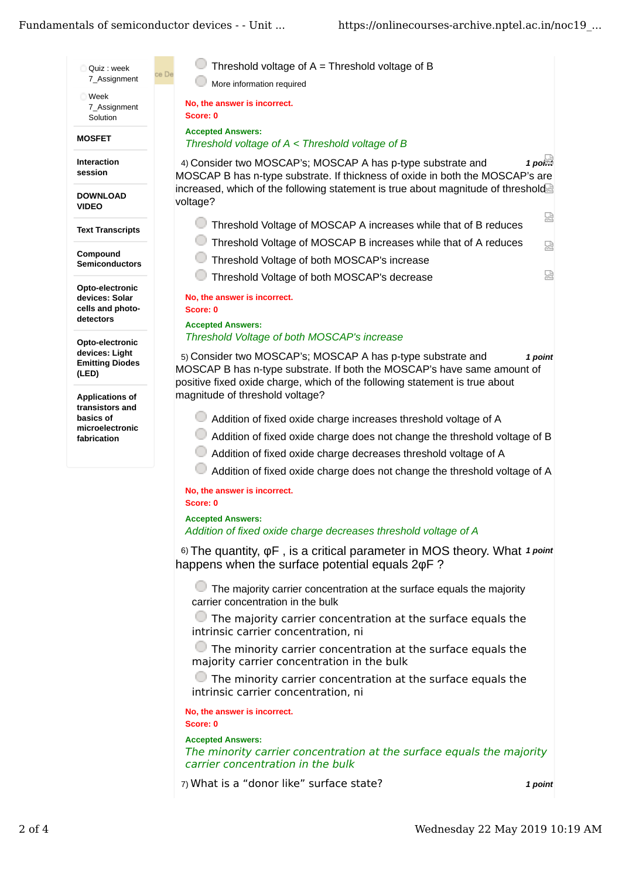- Quiz : week 7_Assignment
- Week 7_Assignment Solution

**MOSFET**

**Interaction session**

**DOWNLOAD VIDEO**

**Text Transcripts**

**Compound Semiconductors**

**Opto-electronic devices: Solar cells and photo-detectors**

**Opto-electronic devices: Light Emitting Diodes (LED)**

**Applications of transistors and basics of microelectronic fabrication**

- Threshold voltage of A = Threshold voltage of B
- More information required

**No, the answer is incorrect.**
**Score: 0**

**Accepted Answers:**
*Threshold voltage of A < Threshold voltage of B*

4) Consider two MOSCAP's; MOSCAP A has p-type substrate and MOSCAP B has n-type substrate. If thickness of oxide in both the MOSCAP's are increased, which of the following statement is true about magnitude of threshold voltage? ***1 point***

- Threshold Voltage of MOSCAP A increases while that of B reduces
- Threshold Voltage of MOSCAP B increases while that of A reduces
- Threshold Voltage of both MOSCAP's increase
- Threshold Voltage of both MOSCAP's decrease

**No, the answer is incorrect.**
**Score: 0**

**Accepted Answers:**
*Threshold Voltage of both MOSCAP's increase*

5) Consider two MOSCAP's; MOSCAP A has p-type substrate and MOSCAP B has n-type substrate. If both the MOSCAP's have same amount of positive fixed oxide charge, which of the following statement is true about magnitude of threshold voltage? ***1 point***

- Addition of fixed oxide charge increases threshold voltage of A
- Addition of fixed oxide charge does not change the threshold voltage of B
- Addition of fixed oxide charge decreases threshold voltage of A
- Addition of fixed oxide charge does not change the threshold voltage of A

**No, the answer is incorrect.**
**Score: 0**

**Accepted Answers:**
*Addition of fixed oxide charge decreases threshold voltage of A*

6) The quantity, $\varphi_F$ , is a critical parameter in MOS theory. What happens when the surface potential equals $2\varphi_F$ ? ***1 point***

- The majority carrier concentration at the surface equals the majority carrier concentration in the bulk
- The majority carrier concentration at the surface equals the intrinsic carrier concentration, ni
- The minority carrier concentration at the surface equals the majority carrier concentration in the bulk
- The minority carrier concentration at the surface equals the intrinsic carrier concentration, ni

**No, the answer is incorrect.**
**Score: 0**

**Accepted Answers:**
*The minority carrier concentration at the surface equals the majority carrier concentration in the bulk*

7) What is a “donor like” surface state? ***1 point***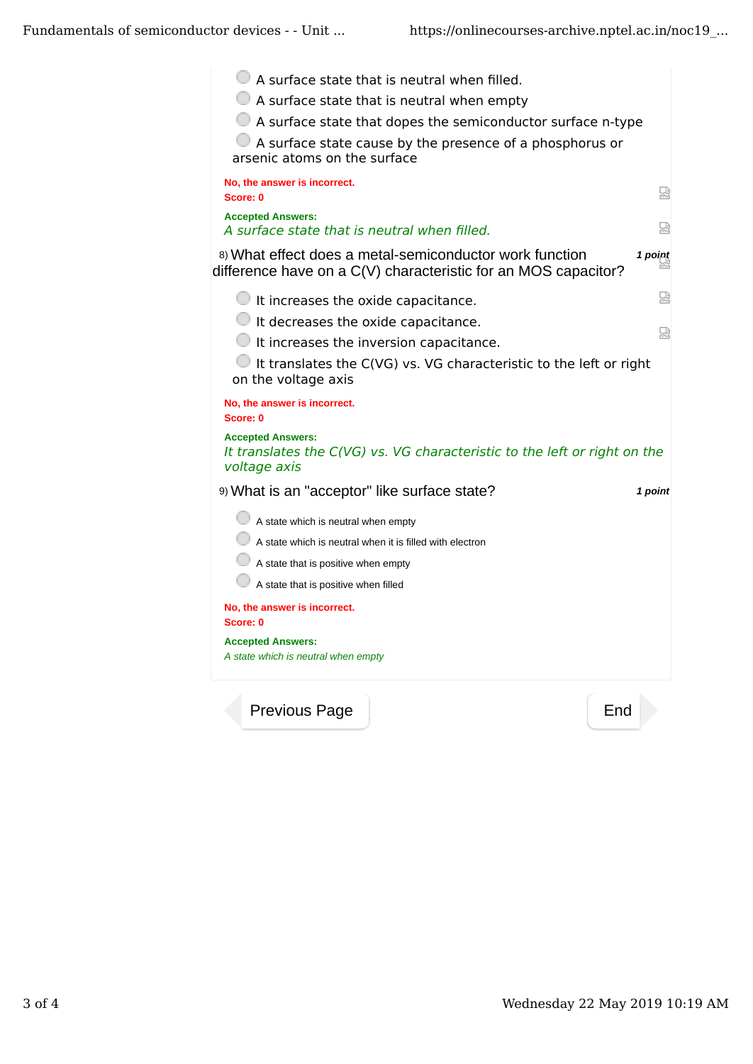- A surface state that is neutral when filled.
- A surface state that is neutral when empty
- A surface state that dopes the semiconductor surface n-type
- A surface state cause by the presence of a phosphorus or arsenic atoms on the surface

**No, the answer is incorrect.**
**Score: 0**

**Accepted Answers:**
*A surface state that is neutral when filled.*

8) What effect does a metal-semiconductor work function difference have on a C(V) characteristic for an MOS capacitor? ***1 point***

- It increases the oxide capacitance.
- It decreases the oxide capacitance.
- It increases the inversion capacitance.
- It translates the C(VG) vs. VG characteristic to the left or right on the voltage axis

**No, the answer is incorrect.**
**Score: 0**

**Accepted Answers:**
*It translates the C(VG) vs. VG characteristic to the left or right on the voltage axis*

9) What is an "acceptor" like surface state? ***1 point***

- A state which is neutral when empty
- A state which is neutral when it is filled with electron
- A state that is positive when empty
- A state that is positive when filled

**No, the answer is incorrect.**
**Score: 0**

**Accepted Answers:**
*A state which is neutral when empty*

Previous Page | End